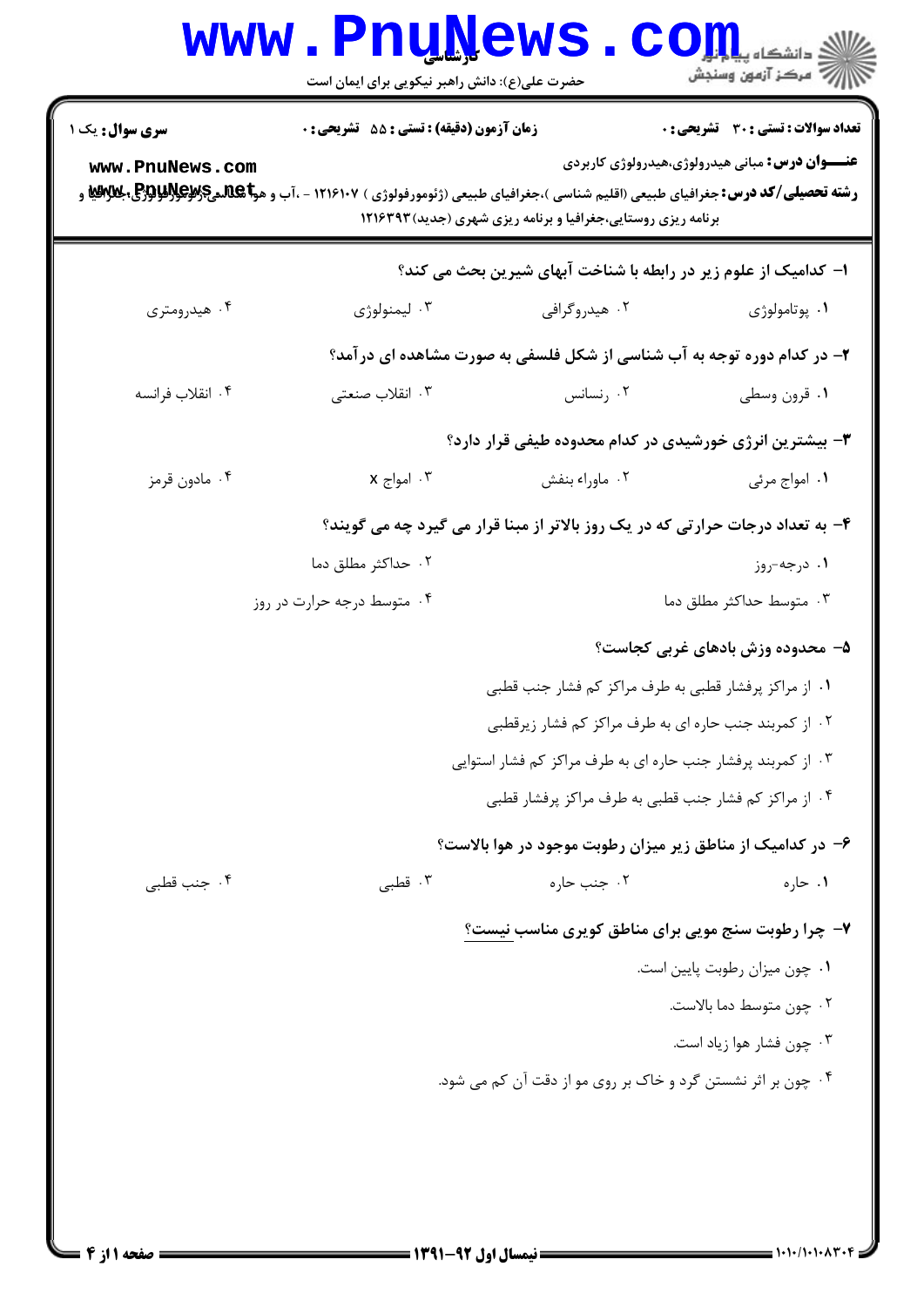کارشناسی

حضرت علی(ع): دانش راهبر نیکویی برای ایمان است

**سری سوال:** یک ۱

**زمان آزمون (دقیقه) : تستی : ۵۵ تشریحی : ۰**

**تعداد سوالات : تستی : ۳۰ تشریحی : ۰**

**عنـــوان درس:** مبانی هیدرولوژی،هیدرولوژی کاربردی

**رشته تحصیلی/کد درس:** جغرافیای طبیعی (اقلیم شناسی )،جغرافیای طبیعی (ژئومورفولوژی ) ۱۲۱۶۱۰۷ - ،آب و هواشناسی،ژئومورفولوژی،جغرافیا و برنامه ریزی روستایی،جغرافیا و برنامه ریزی شهری (جدید)۱۲۱۶۳۹۳

۱- کدامیک از علوم زیر در رابطه با شناخت آبهای شیرین بحث می کند؟

۱. پوتامولوژی
۲. هیدروگرافی
۳. لیمنولوژی
۴. هیدرومتری

۲- در کدام دوره توجه به آب شناسی از شکل فلسفی به صورت مشاهده ای درآمد؟

۱. قرون وسطی
۲. رنسانس
۳. انقلاب صنعتی
۴. انقلاب فرانسه

۳- بیشترین انرژی خورشیدی در کدام محدوده طیفی قرار دارد؟

۱. امواج مرئی
۲. ماوراء بنفش
۳. امواج x
۴. مادون قرمز

۴- به تعداد درجات حرارتی که در یک روز بالاتر از مبنا قرار می گیرد چه می گویند؟

۱. درجه-روز
۲. حداکثر مطلق دما
۳. متوسط حداکثر مطلق دما
۴. متوسط درجه حرارت در روز

۵- محدوده وزش بادهای غربی کجاست؟

۱. از مراکز پرفشار قطبی به طرف مراکز کم فشار جنب قطبی
۲. از کمربند جنب حاره ای به طرف مراکز کم فشار زیرقطبی
۳. از کمربند پرفشار جنب حاره ای به طرف مراکز کم فشار استوایی
۴. از مراکز کم فشار جنب قطبی به طرف مراکز پرفشار قطبی

۶- در کدامیک از مناطق زیر میزان رطوبت موجود در هوا بالاست؟

۱. حاره
۲. جنب حاره
۳. قطبی
۴. جنب قطبی

۷- چرا رطوبت سنج مویی برای مناطق کویری مناسب نیست؟

۱. چون میزان رطوبت پایین است.
۲. چون متوسط دما بالاست.
۳. چون فشار هوا زیاد است.
۴. چون بر اثر نشستن گرد و خاک بر روی مو از دقت آن کم می شود.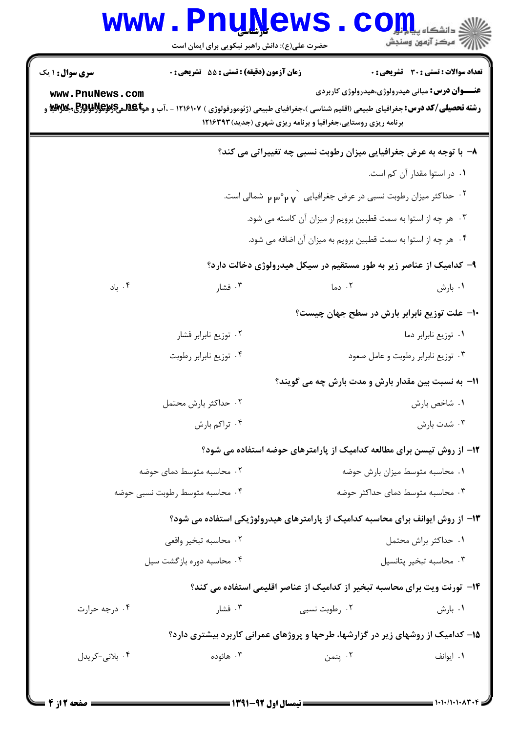۸- با توجه به عرض جغرافیایی میزان رطوبت نسبی چه تغییراتی می کند؟

۱. در استوا مقدار آن کم است.

۲. حداکثر میزان رطوبت نسبی در عرض جغرافیایی ۲۳°۲۷` شمالی است.

۳. هر چه از استوا به سمت قطبین برویم از میزان آن کاسته می شود.

۴. هر چه از استوا به سمت قطبین برویم به میزان آن اضافه می شود.

۹- کدامیک از عناصر زیر به طور مستقیم در سیکل هیدرولوژی دخالت دارد؟

۱. بارش ۲. دما ۳. فشار ۴. باد

۱۰- علت توزیع نابرابر بارش در سطح جهان چیست؟

۱. توزیع نابرابر دما

۲. توزیع نابرابر فشار

۳. توزیع نابرابر رطوبت و عامل صعود

۴. توزیع نابرابر رطوبت

۱۱- به نسبت بین مقدار بارش و مدت بارش چه می گویند؟

۱. شاخص بارش

۲. حداکثر بارش محتمل

۳. شدت بارش

۴. تراکم بارش

۱۲- از روش تیسن برای مطالعه کدامیک از پارامترهای حوضه استفاده می شود؟

۱. محاسبه متوسط میزان بارش حوضه

۲. محاسبه متوسط دمای حوضه

۳. محاسبه متوسط دمای حداکثر حوضه

۴. محاسبه متوسط رطوبت نسبی حوضه

۱۳- از روش ایوانف برای محاسبه کدامیک از پارامترهای هیدرولوژیکی استفاده می شود؟

۱. حداکثر براش محتمل

۲. محاسبه تبخیر واقعی

۳. محاسبه تبخیر پتانسیل

۴. محاسبه دوره بازگشت سیل

۱۴- تورنت ویت برای محاسبه تبخیر از کدامیک از عناصر اقلیمی استفاده می کند؟

۱. بارش ۲. رطوبت نسبی ۳. فشار ۴. درجه حرارت

۱۵- کدامیک از روشهای زیر در گزارشها، طرحها و پروژهای عمرانی کاربرد بیشتری دارد؟

۱. ایوانف ۲. پنمن ۳. هائوده ۴. بلانی-کریدل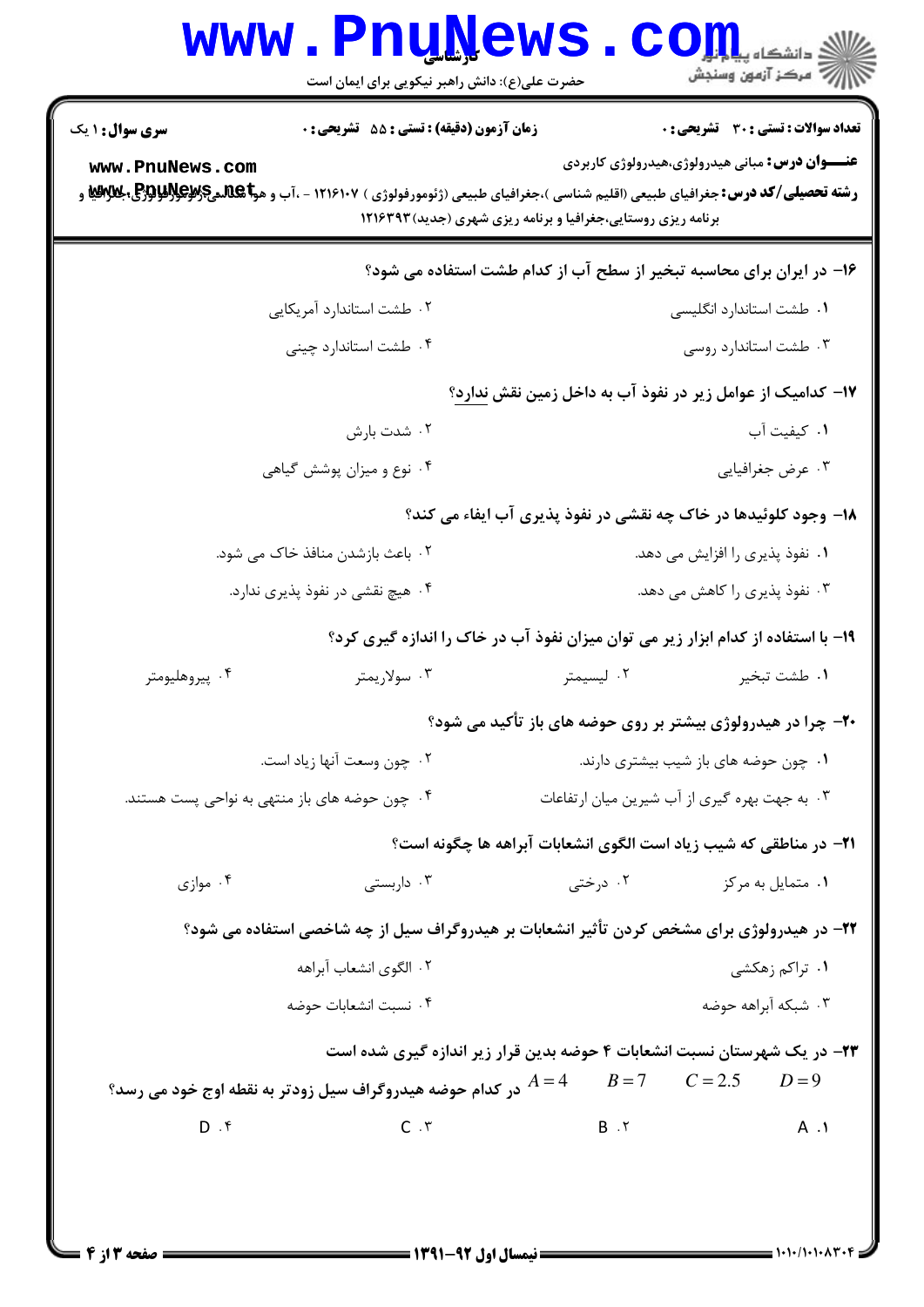۱۶- در ایران برای محاسبه تبخیر از سطح آب از کدام طشت استفاده می شود؟

۱. طشت استاندارد انگلیسی
۲. طشت استاندارد آمریکایی
۳. طشت استاندارد روسی
۴. طشت استاندارد چینی

۱۷- کدامیک از عوامل زیر در نفوذ آب به داخل زمین نقش ندارد؟

۱. کیفیت آب
۲. شدت بارش
۳. عرض جغرافیایی
۴. نوع و میزان پوشش گیاهی

۱۸- وجود کلوئیدها در خاک چه نقشی در نفوذ پذیری آب ایفاء می کند؟

۱. نفوذ پذیری را افزایش می دهد.
۲. باعث بازشدن منافذ خاک می شود.
۳. نفوذ پذیری را کاهش می دهد.
۴. هیچ نقشی در نفوذ پذیری ندارد.

۱۹- با استفاده از کدام ابزار زیر می توان میزان نفوذ آب در خاک را اندازه گیری کرد؟

۱. طشت تبخیر
۲. لیسیمتر
۳. سولاریمتر
۴. پیروهلیومتر

۲۰- چرا در هیدرولوژی بیشتر بر روی حوضه های باز تأکید می شود؟

۱. چون حوضه های باز شیب بیشتری دارند.
۲. چون وسعت آنها زیاد است.
۳. به جهت بهره گیری از آب شیرین میان ارتفاعات
۴. چون حوضه های باز منتهی به نواحی پست هستند.

۲۱- در مناطقی که شیب زیاد است الگوی انشعابات آبراهه ها چگونه است؟

۱. متمایل به مرکز
۲. درختی
۳. داربستی
۴. موازی

۲۲- در هیدرولوژی برای مشخص کردن تأثیر انشعابات بر هیدروگراف سیل از چه شاخصی استفاده می شود؟

۱. تراکم زهکشی
۲. الگوی انشعاب آبراهه
۳. شبکه آبراهه حوضه
۴. نسبت انشعابات حوضه

۲۳- در یک شهرستان نسبت انشعابات ۴ حوضه بدین قرار زیر اندازه گیری شده است

$A=4 \quad B=7 \quad C=2.5 \quad D=9$ در کدام حوضه هیدروگراف سیل زودتر به نقطه اوج خود می رسد؟

۱. A
۲. B
۳. C
۴. D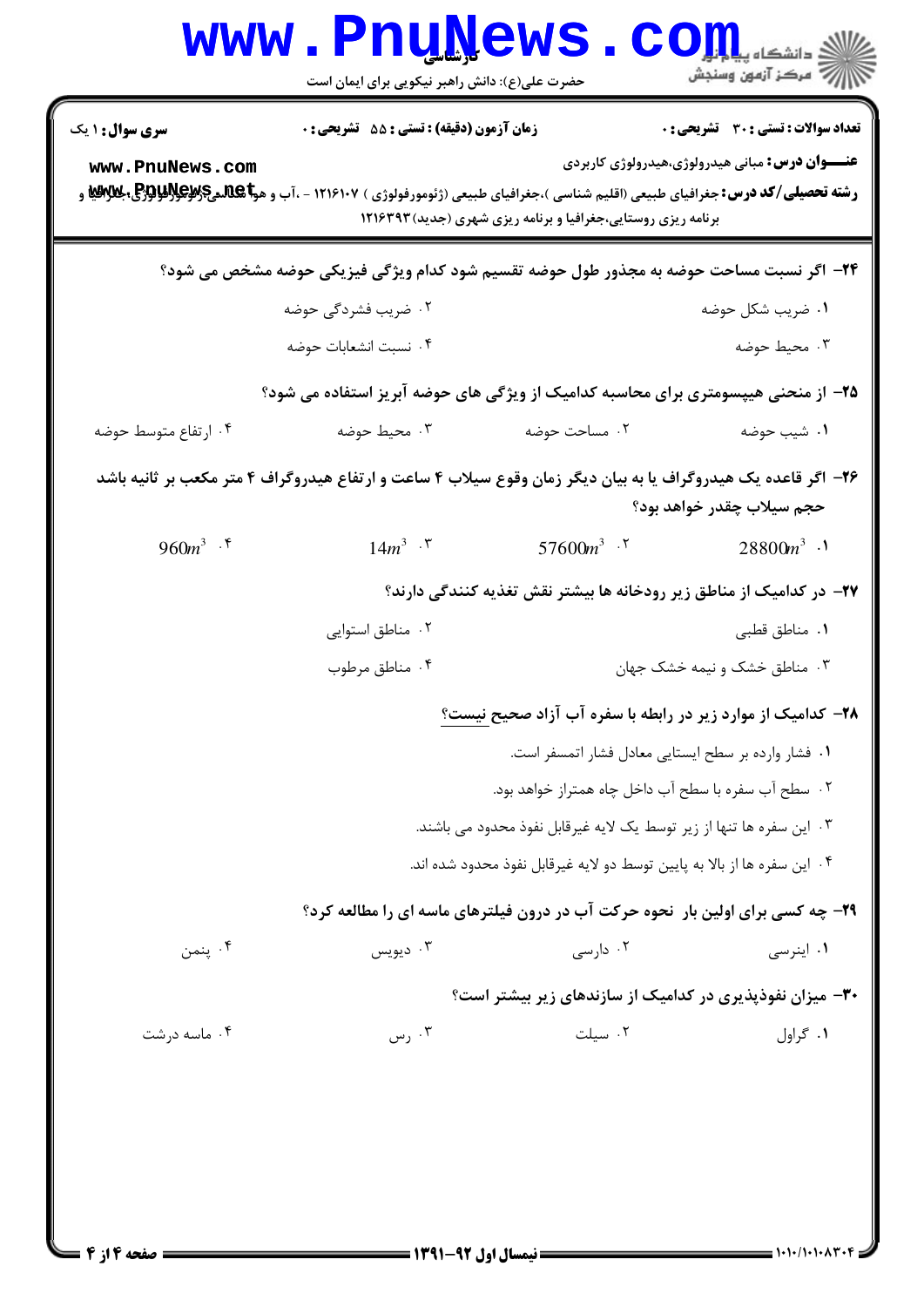**۲۴- اگر نسبت مساحت حوضه به مجذور طول حوضه تقسیم شود کدام ویژگی فیزیکی حوضه مشخص می شود؟**

۱. ضریب شکل حوضه

۲. ضریب فشردگی حوضه

۳. محیط حوضه

۴. نسبت انشعابات حوضه

**۲۵- از منحنی هیپسومتری برای محاسبه کدامیک از ویژگی های حوضه آبریز استفاده می شود؟**

۱. شیب حوضه

۲. مساحت حوضه

۳. محیط حوضه

۴. ارتفاع متوسط حوضه

**۲۶- اگر قاعده یک هیدروگراف یا به بیان دیگر زمان وقوع سیلاب ۴ ساعت و ارتفاع هیدروگراف ۴ متر مکعب بر ثانیه باشد حجم سیلاب چقدر خواهد بود؟**

۱. $28800m^3$

۲. $57600m^3$

۳. $14m^3$

۴. $960m^3$

**۲۷- در کدامیک از مناطق زیر رودخانه ها بیشتر نقش تغذیه کنندگی دارند؟**

۱. مناطق قطبی

۲. مناطق استوایی

۳. مناطق خشک و نیمه خشک جهان

۴. مناطق مرطوب

**۲۸- کدامیک از موارد زیر در رابطه با سفره آب آزاد صحیح نیست؟**

۱. فشار وارده بر سطح ایستابی معادل فشار اتمسفر است.

۲. سطح آب سفره با سطح آب داخل چاه همتراز خواهد بود.

۳. این سفره ها تنها از زیر توسط یک لایه غیرقابل نفوذ محدود می باشند.

۴. این سفره ها از بالا به پایین توسط دو لایه غیرقابل نفوذ محدود شده اند.

**۲۹- چه کسی برای اولین بار نحوه حرکت آب در درون فیلترهای ماسه ای را مطالعه کرد؟**

۱. اینرسی

۲. دارسی

۳. دیویس

۴. پنمن

**۳۰- میزان نفوذپذیری در کدامیک از سازندهای زیر بیشتر است؟**

۱. گراول

۲. سیلت

۳. رس

۴. ماسه درشت